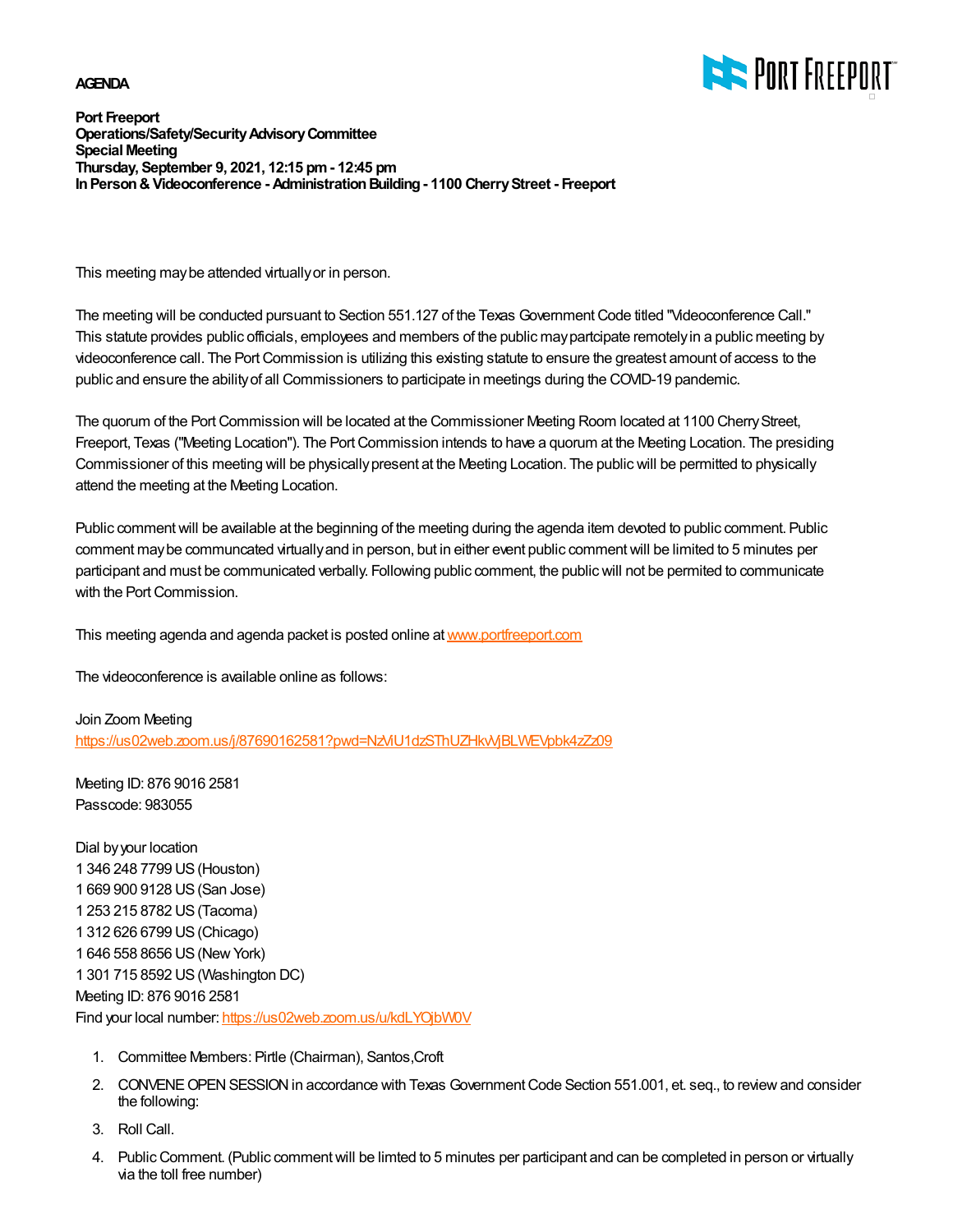**AGENDA**

**Port Freeport**
**Operations/Safety/Security Advisory Committee**
**Special Meeting**
**Thursday, September 9, 2021, 12:15 pm - 12:45 pm**
**In Person & Videoconference - Administration Building - 1100 Cherry Street - Freeport**

This meeting may be attended virtually or in person.

The meeting will be conducted pursuant to Section 551.127 of the Texas Government Code titled "Videoconference Call." This statute provides public officials, employees and members of the public may partcipate remotely in a public meeting by videoconference call. The Port Commission is utilizing this existing statute to ensure the greatest amount of access to the public and ensure the ability of all Commissioners to participate in meetings during the COVID-19 pandemic.

The quorum of the Port Commission will be located at the Commissioner Meeting Room located at 1100 Cherry Street, Freeport, Texas ("Meeting Location"). The Port Commission intends to have a quorum at the Meeting Location. The presiding Commissioner of this meeting will be physically present at the Meeting Location. The public will be permitted to physically attend the meeting at the Meeting Location.

Public comment will be available at the beginning of the meeting during the agenda item devoted to public comment. Public comment may be communcated virtually and in person, but in either event public comment will be limited to 5 minutes per participant and must be communicated verbally. Following public comment, the public will not be permited to communicate with the Port Commission.

This meeting agenda and agenda packet is posted online at [www.portfreeport.com](www.portfreeport.com)

The videoconference is available online as follows:

Join Zoom Meeting
https://us02web.zoom.us/j/87690162581?pwd=NzViU1dzSThUZHkvVjBLWEVpbk4zZz09

Meeting ID: 876 9016 2581
Passcode: 983055

Dial by your location
1 346 248 7799 US (Houston)
1 669 900 9128 US (San Jose)
1 253 215 8782 US (Tacoma)
1 312 626 6799 US (Chicago)
1 646 558 8656 US (New York)
1 301 715 8592 US (Washington DC)
Meeting ID: 876 9016 2581
Find your local number: https://us02web.zoom.us/u/kdLYOjbW0V

1. Committee Members: Pirtle (Chairman), Santos,Croft
2. CONVENE OPEN SESSION in accordance with Texas Government Code Section 551.001, et. seq., to review and consider the following:
3. Roll Call.
4. Public Comment. (Public comment will be limted to 5 minutes per participant and can be completed in person or virtually via the toll free number)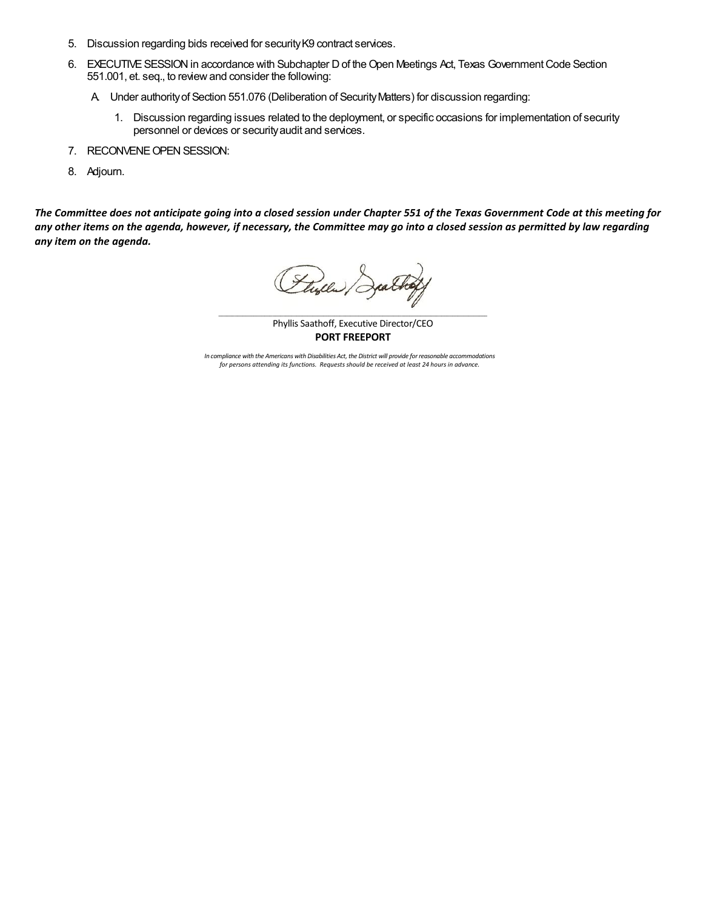5. Discussion regarding bids received for security K9 contract services.
6. EXECUTIVE SESSION in accordance with Subchapter D of the Open Meetings Act, Texas Government Code Section 551.001, et. seq., to review and consider the following:
   - A. Under authority of Section 551.076 (Deliberation of Security Matters) for discussion regarding:
     1. Discussion regarding issues related to the deployment, or specific occasions for implementation of security personnel or devices or security audit and services.
7. RECONVENE OPEN SESSION:
8. Adjourn.

***The Committee does not anticipate going into a closed session under Chapter 551 of the Texas Government Code at this meeting for any other items on the agenda, however, if necessary, the Committee may go into a closed session as permitted by law regarding any item on the agenda.***

Phyllis Saathoff, Executive Director/CEO
**PORT FREEPORT**

*In compliance with the Americans with Disabilities Act, the District will provide for reasonable accommodations for persons attending its functions. Requests should be received at least 24 hours in advance.*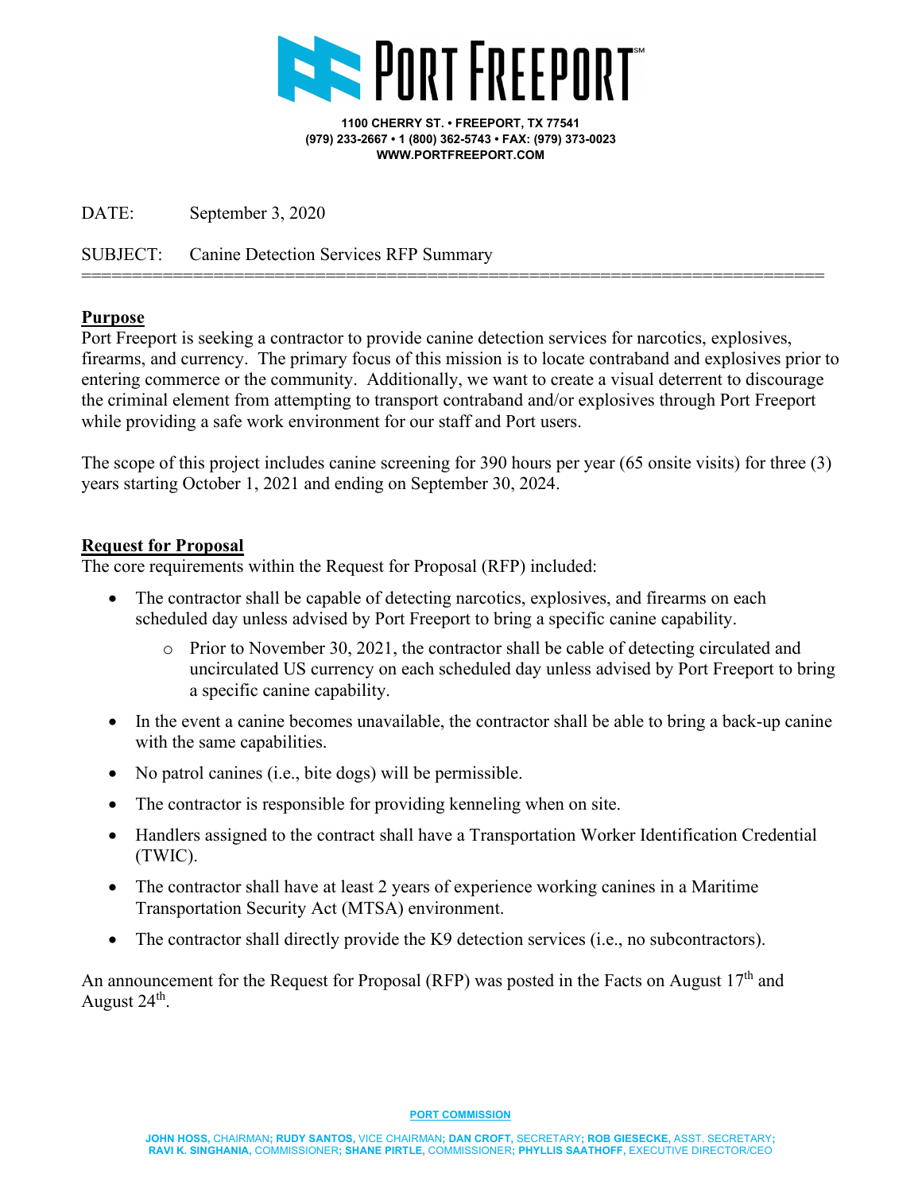# PORT FREEPORT

**1100 CHERRY ST. • FREEPORT, TX 77541**
**(979) 233-2667 • 1 (800) 362-5743 • FAX: (979) 373-0023**
**WWW.PORTFREEPORT.COM**

DATE: September 3, 2020

SUBJECT: Canine Detection Services RFP Summary

---

**Purpose**

Port Freeport is seeking a contractor to provide canine detection services for narcotics, explosives, firearms, and currency. The primary focus of this mission is to locate contraband and explosives prior to entering commerce or the community. Additionally, we want to create a visual deterrent to discourage the criminal element from attempting to transport contraband and/or explosives through Port Freeport while providing a safe work environment for our staff and Port users.

The scope of this project includes canine screening for 390 hours per year (65 onsite visits) for three (3) years starting October 1, 2021 and ending on September 30, 2024.

**Request for Proposal**

The core requirements within the Request for Proposal (RFP) included:

- The contractor shall be capable of detecting narcotics, explosives, and firearms on each scheduled day unless advised by Port Freeport to bring a specific canine capability.
  - Prior to November 30, 2021, the contractor shall be cable of detecting circulated and uncirculated US currency on each scheduled day unless advised by Port Freeport to bring a specific canine capability.
- In the event a canine becomes unavailable, the contractor shall be able to bring a back-up canine with the same capabilities.
- No patrol canines (i.e., bite dogs) will be permissible.
- The contractor is responsible for providing kenneling when on site.
- Handlers assigned to the contract shall have a Transportation Worker Identification Credential (TWIC).
- The contractor shall have at least 2 years of experience working canines in a Maritime Transportation Security Act (MTSA) environment.
- The contractor shall directly provide the K9 detection services (i.e., no subcontractors).

An announcement for the Request for Proposal (RFP) was posted in the Facts on August 17th and August 24th.

**PORT COMMISSION**

**JOHN HOSS,** CHAIRMAN; **RUDY SANTOS,** VICE CHAIRMAN; **DAN CROFT,** SECRETARY; **ROB GIESECKE,** ASST. SECRETARY; **RAVI K. SINGHANIA,** COMMISSIONER; **SHANE PIRTLE,** COMMISSIONER; **PHYLLIS SAATHOFF,** EXECUTIVE DIRECTOR/CEO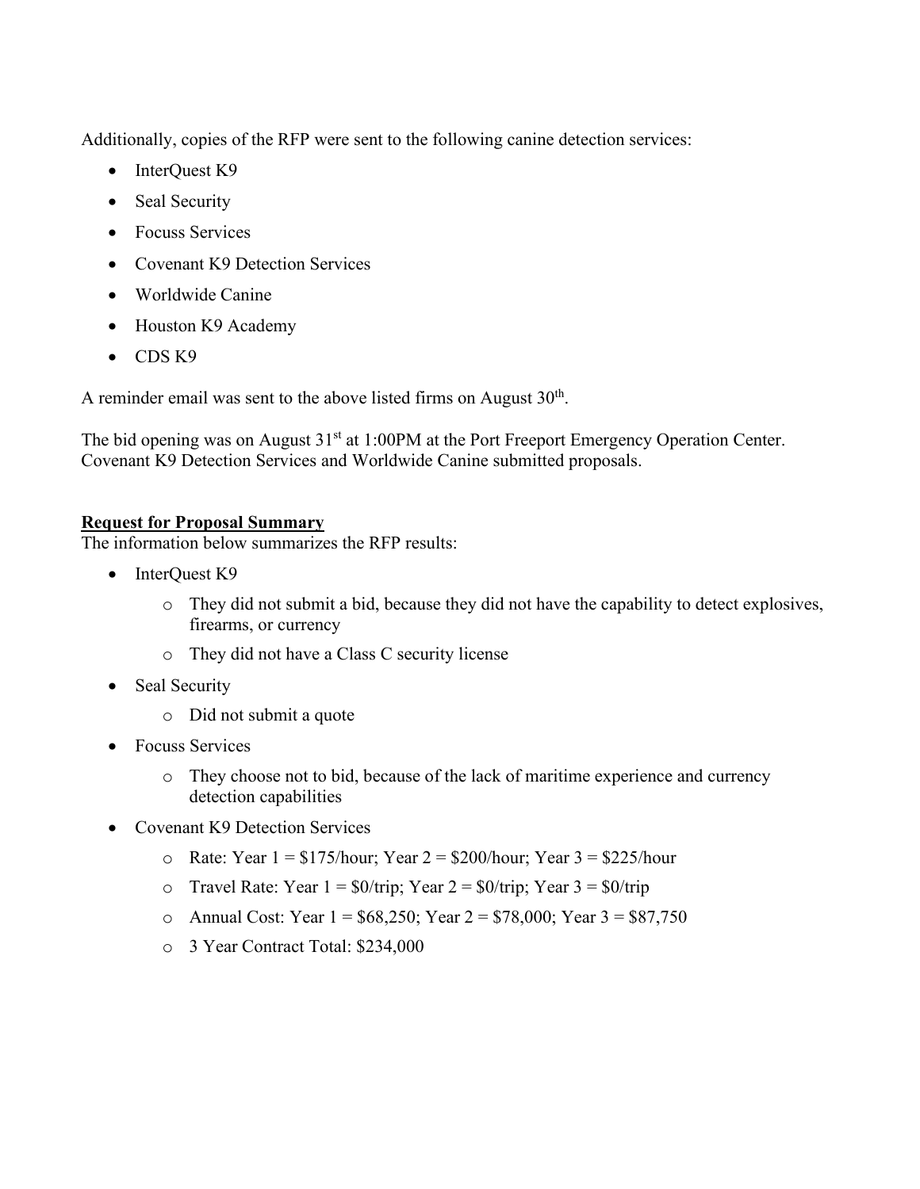Additionally, copies of the RFP were sent to the following canine detection services:

- InterQuest K9
- Seal Security
- Focuss Services
- Covenant K9 Detection Services
- Worldwide Canine
- Houston K9 Academy
- CDS K9

A reminder email was sent to the above listed firms on August 30th.

The bid opening was on August 31st at 1:00PM at the Port Freeport Emergency Operation Center. Covenant K9 Detection Services and Worldwide Canine submitted proposals.

**Request for Proposal Summary**

The information below summarizes the RFP results:

- InterQuest K9
  - They did not submit a bid, because they did not have the capability to detect explosives, firearms, or currency
  - They did not have a Class C security license
- Seal Security
  - Did not submit a quote
- Focuss Services
  - They choose not to bid, because of the lack of maritime experience and currency detection capabilities
- Covenant K9 Detection Services
  - Rate: Year 1 = $175/hour; Year 2 = $200/hour; Year 3 = $225/hour
  - Travel Rate: Year 1 = $0/trip; Year 2 = $0/trip; Year 3 = $0/trip
  - Annual Cost: Year 1 = $68,250; Year 2 = $78,000; Year 3 = $87,750
  - 3 Year Contract Total: $234,000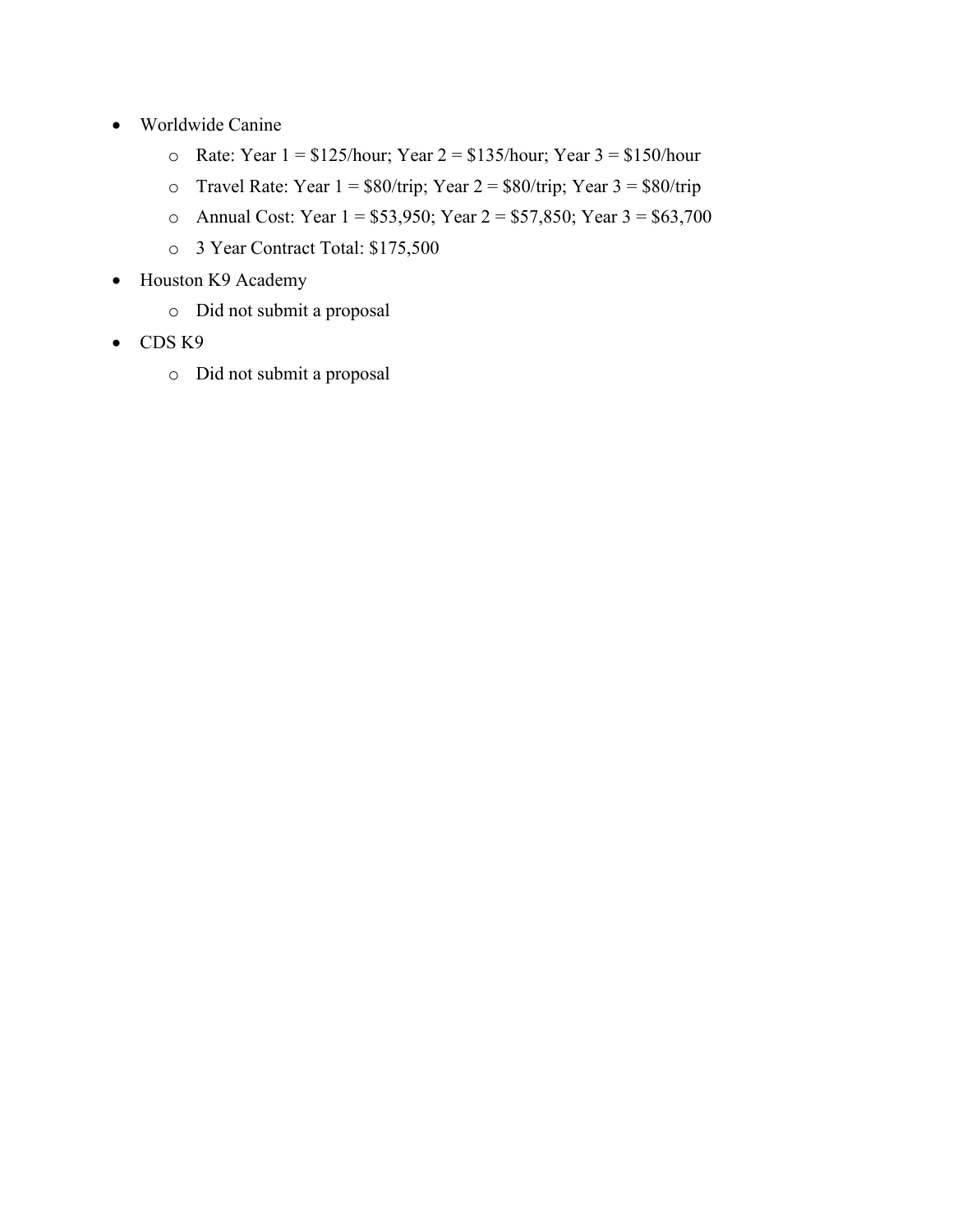- Worldwide Canine
  - Rate: Year 1 = $125/hour; Year 2 = $135/hour; Year 3 = $150/hour
  - Travel Rate: Year 1 = $80/trip; Year 2 = $80/trip; Year 3 = $80/trip
  - Annual Cost: Year 1 = $53,950; Year 2 = $57,850; Year 3 = $63,700
  - 3 Year Contract Total: $175,500
- Houston K9 Academy
  - Did not submit a proposal
- CDS K9
  - Did not submit a proposal